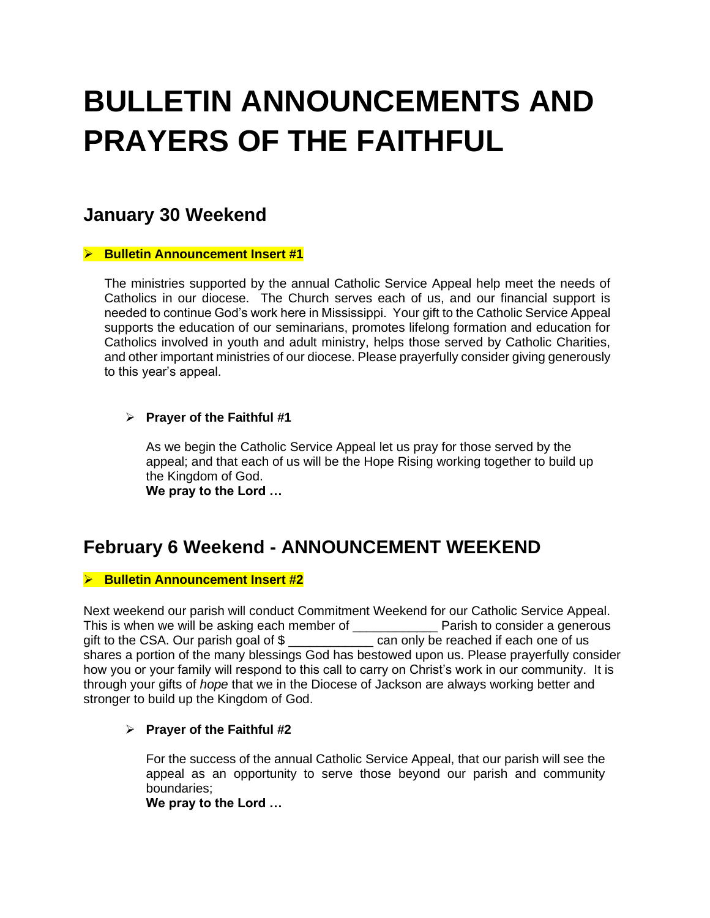# BULLETIN ANNOUNCEMENTS AND PRAYERS OF THE FAITHFUL

## January 30 Weekend

- **Bulletin Announcement Insert #1**

  The ministries supported by the annual Catholic Service Appeal help meet the needs of Catholics in our diocese. The Church serves each of us, and our financial support is needed to continue God's work here in Mississippi. Your gift to the Catholic Service Appeal supports the education of our seminarians, promotes lifelong formation and education for Catholics involved in youth and adult ministry, helps those served by Catholic Charities, and other important ministries of our diocese. Please prayerfully consider giving generously to this year's appeal.

  - **Prayer of the Faithful #1**

    As we begin the Catholic Service Appeal let us pray for those served by the appeal; and that each of us will be the Hope Rising working together to build up the Kingdom of God.
    **We pray to the Lord …**

## February 6 Weekend - ANNOUNCEMENT WEEKEND

- **Bulletin Announcement Insert #2**

Next weekend our parish will conduct Commitment Weekend for our Catholic Service Appeal. This is when we will be asking each member of ___________ Parish to consider a generous gift to the CSA. Our parish goal of $ ___________ can only be reached if each one of us shares a portion of the many blessings God has bestowed upon us. Please prayerfully consider how you or your family will respond to this call to carry on Christ's work in our community. It is through your gifts of *hope* that we in the Diocese of Jackson are always working better and stronger to build up the Kingdom of God.

  - **Prayer of the Faithful #2**

    For the success of the annual Catholic Service Appeal, that our parish will see the appeal as an opportunity to serve those beyond our parish and community boundaries;
    **We pray to the Lord …**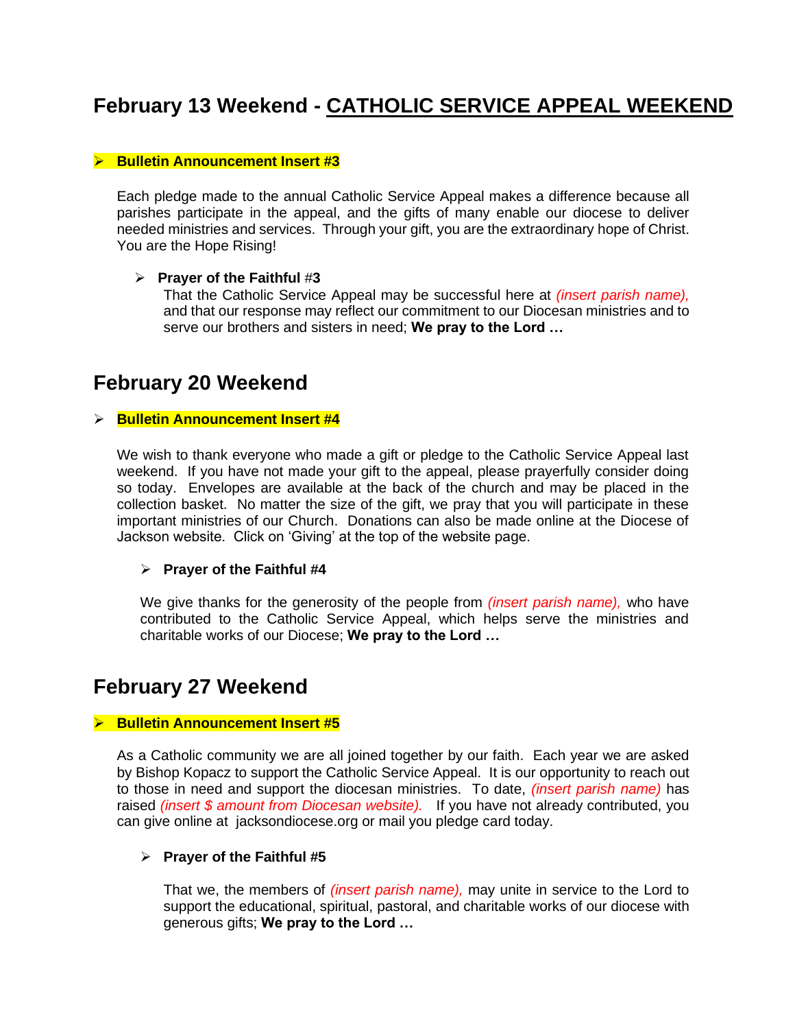## February 13 Weekend - CATHOLIC SERVICE APPEAL WEEKEND

- **Bulletin Announcement Insert #3**

  Each pledge made to the annual Catholic Service Appeal makes a difference because all parishes participate in the appeal, and the gifts of many enable our diocese to deliver needed ministries and services. Through your gift, you are the extraordinary hope of Christ. You are the Hope Rising!

  - **Prayer of the Faithful** #**3**

    That the Catholic Service Appeal may be successful here at *(insert parish name),* and that our response may reflect our commitment to our Diocesan ministries and to serve our brothers and sisters in need; **We pray to the Lord …**

## February 20 Weekend

- **Bulletin Announcement Insert #4**

  We wish to thank everyone who made a gift or pledge to the Catholic Service Appeal last weekend. If you have not made your gift to the appeal, please prayerfully consider doing so today. Envelopes are available at the back of the church and may be placed in the collection basket. No matter the size of the gift, we pray that you will participate in these important ministries of our Church. Donations can also be made online at the Diocese of Jackson website. Click on 'Giving' at the top of the website page.

  - **Prayer of the Faithful #4**

    We give thanks for the generosity of the people from *(insert parish name),* who have contributed to the Catholic Service Appeal, which helps serve the ministries and charitable works of our Diocese; **We pray to the Lord …**

## February 27 Weekend

- **Bulletin Announcement Insert #5**

  As a Catholic community we are all joined together by our faith. Each year we are asked by Bishop Kopacz to support the Catholic Service Appeal. It is our opportunity to reach out to those in need and support the diocesan ministries. To date, *(insert parish name)* has raised *(insert $ amount from Diocesan website).* If you have not already contributed, you can give online at jacksondiocese.org or mail you pledge card today.

  - **Prayer of the Faithful #5**

    That we, the members of *(insert parish name),* may unite in service to the Lord to support the educational, spiritual, pastoral, and charitable works of our diocese with generous gifts; **We pray to the Lord …**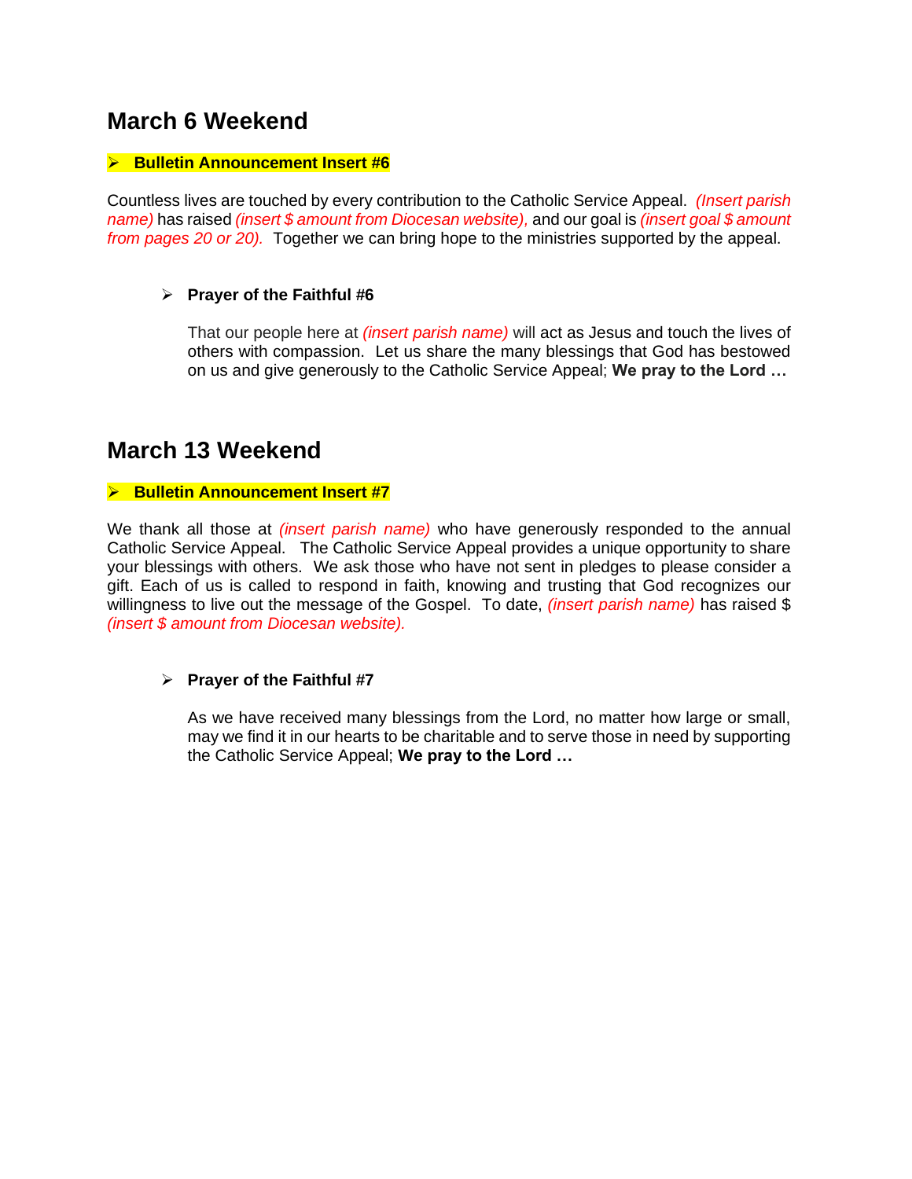## March 6 Weekend

- **Bulletin Announcement Insert #6**

Countless lives are touched by every contribution to the Catholic Service Appeal. *(Insert parish name)* has raised *(insert $ amount from Diocesan website),* and our goal is *(insert goal $ amount from pages 20 or 20).* Together we can bring hope to the ministries supported by the appeal.

- **Prayer of the Faithful #6**

  That our people here at *(insert parish name)* will act as Jesus and touch the lives of others with compassion. Let us share the many blessings that God has bestowed on us and give generously to the Catholic Service Appeal; **We pray to the Lord …**

## March 13 Weekend

- **Bulletin Announcement Insert #7**

We thank all those at *(insert parish name)* who have generously responded to the annual Catholic Service Appeal. The Catholic Service Appeal provides a unique opportunity to share your blessings with others. We ask those who have not sent in pledges to please consider a gift. Each of us is called to respond in faith, knowing and trusting that God recognizes our willingness to live out the message of the Gospel. To date, *(insert parish name)* has raised $ *(insert $ amount from Diocesan website).*

- **Prayer of the Faithful #7**

  As we have received many blessings from the Lord, no matter how large or small, may we find it in our hearts to be charitable and to serve those in need by supporting the Catholic Service Appeal; **We pray to the Lord …**